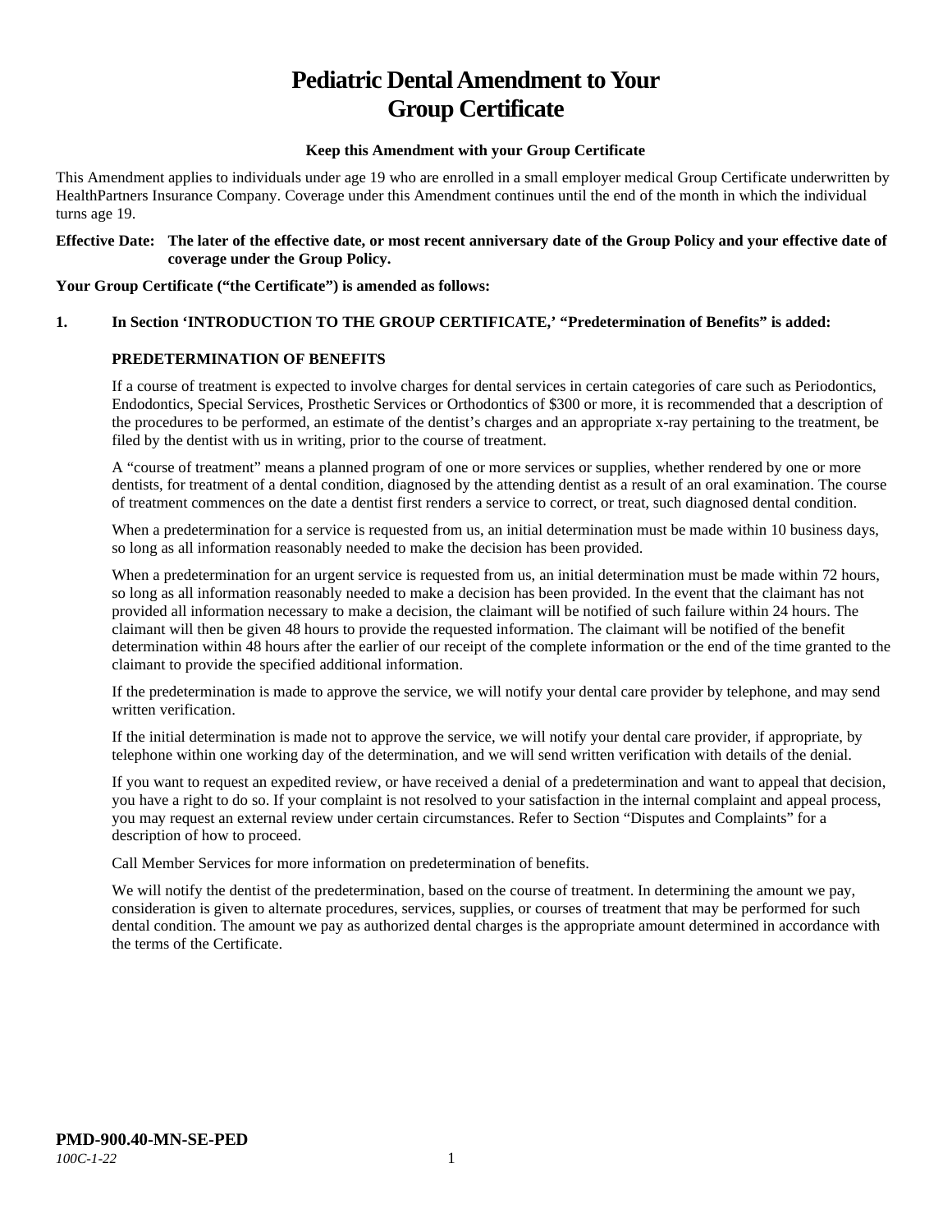# Pediatric Dental Amendment to Your Group Certificate

**Keep this Amendment with your Group Certificate**

This Amendment applies to individuals under age 19 who are enrolled in a small employer medical Group Certificate underwritten by HealthPartners Insurance Company. Coverage under this Amendment continues until the end of the month in which the individual turns age 19.

**Effective Date: The later of the effective date, or most recent anniversary date of the Group Policy and your effective date of coverage under the Group Policy.**

**Your Group Certificate ("the Certificate") is amended as follows:**

**1. In Section 'INTRODUCTION TO THE GROUP CERTIFICATE,' "Predetermination of Benefits" is added:**

**PREDETERMINATION OF BENEFITS**

If a course of treatment is expected to involve charges for dental services in certain categories of care such as Periodontics, Endodontics, Special Services, Prosthetic Services or Orthodontics of $300 or more, it is recommended that a description of the procedures to be performed, an estimate of the dentist's charges and an appropriate x-ray pertaining to the treatment, be filed by the dentist with us in writing, prior to the course of treatment.

A "course of treatment" means a planned program of one or more services or supplies, whether rendered by one or more dentists, for treatment of a dental condition, diagnosed by the attending dentist as a result of an oral examination. The course of treatment commences on the date a dentist first renders a service to correct, or treat, such diagnosed dental condition.

When a predetermination for a service is requested from us, an initial determination must be made within 10 business days, so long as all information reasonably needed to make the decision has been provided.

When a predetermination for an urgent service is requested from us, an initial determination must be made within 72 hours, so long as all information reasonably needed to make a decision has been provided. In the event that the claimant has not provided all information necessary to make a decision, the claimant will be notified of such failure within 24 hours. The claimant will then be given 48 hours to provide the requested information. The claimant will be notified of the benefit determination within 48 hours after the earlier of our receipt of the complete information or the end of the time granted to the claimant to provide the specified additional information.

If the predetermination is made to approve the service, we will notify your dental care provider by telephone, and may send written verification.

If the initial determination is made not to approve the service, we will notify your dental care provider, if appropriate, by telephone within one working day of the determination, and we will send written verification with details of the denial.

If you want to request an expedited review, or have received a denial of a predetermination and want to appeal that decision, you have a right to do so. If your complaint is not resolved to your satisfaction in the internal complaint and appeal process, you may request an external review under certain circumstances. Refer to Section "Disputes and Complaints" for a description of how to proceed.

Call Member Services for more information on predetermination of benefits.

We will notify the dentist of the predetermination, based on the course of treatment. In determining the amount we pay, consideration is given to alternate procedures, services, supplies, or courses of treatment that may be performed for such dental condition. The amount we pay as authorized dental charges is the appropriate amount determined in accordance with the terms of the Certificate.

**PMD-900.40-MN-SE-PED**
*100C-1-22*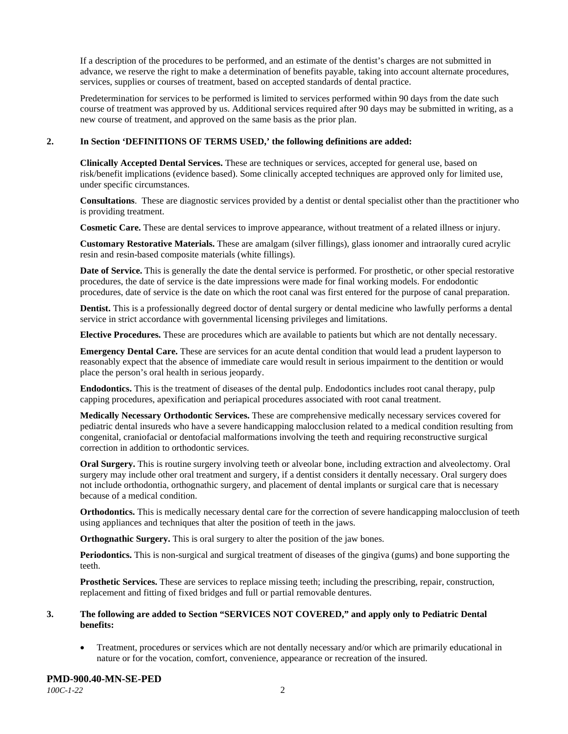If a description of the procedures to be performed, and an estimate of the dentist's charges are not submitted in advance, we reserve the right to make a determination of benefits payable, taking into account alternate procedures, services, supplies or courses of treatment, based on accepted standards of dental practice.

Predetermination for services to be performed is limited to services performed within 90 days from the date such course of treatment was approved by us. Additional services required after 90 days may be submitted in writing, as a new course of treatment, and approved on the same basis as the prior plan.

**2. In Section 'DEFINITIONS OF TERMS USED,' the following definitions are added:**

**Clinically Accepted Dental Services.** These are techniques or services, accepted for general use, based on risk/benefit implications (evidence based). Some clinically accepted techniques are approved only for limited use, under specific circumstances.

**Consultations**. These are diagnostic services provided by a dentist or dental specialist other than the practitioner who is providing treatment.

**Cosmetic Care.** These are dental services to improve appearance, without treatment of a related illness or injury.

**Customary Restorative Materials.** These are amalgam (silver fillings), glass ionomer and intraorally cured acrylic resin and resin-based composite materials (white fillings).

**Date of Service.** This is generally the date the dental service is performed. For prosthetic, or other special restorative procedures, the date of service is the date impressions were made for final working models. For endodontic procedures, date of service is the date on which the root canal was first entered for the purpose of canal preparation.

**Dentist.** This is a professionally degreed doctor of dental surgery or dental medicine who lawfully performs a dental service in strict accordance with governmental licensing privileges and limitations.

**Elective Procedures.** These are procedures which are available to patients but which are not dentally necessary.

**Emergency Dental Care.** These are services for an acute dental condition that would lead a prudent layperson to reasonably expect that the absence of immediate care would result in serious impairment to the dentition or would place the person's oral health in serious jeopardy.

**Endodontics.** This is the treatment of diseases of the dental pulp. Endodontics includes root canal therapy, pulp capping procedures, apexification and periapical procedures associated with root canal treatment.

**Medically Necessary Orthodontic Services.** These are comprehensive medically necessary services covered for pediatric dental insureds who have a severe handicapping malocclusion related to a medical condition resulting from congenital, craniofacial or dentofacial malformations involving the teeth and requiring reconstructive surgical correction in addition to orthodontic services.

**Oral Surgery.** This is routine surgery involving teeth or alveolar bone, including extraction and alveolectomy. Oral surgery may include other oral treatment and surgery, if a dentist considers it dentally necessary. Oral surgery does not include orthodontia, orthognathic surgery, and placement of dental implants or surgical care that is necessary because of a medical condition.

**Orthodontics.** This is medically necessary dental care for the correction of severe handicapping malocclusion of teeth using appliances and techniques that alter the position of teeth in the jaws.

**Orthognathic Surgery.** This is oral surgery to alter the position of the jaw bones.

**Periodontics.** This is non-surgical and surgical treatment of diseases of the gingiva (gums) and bone supporting the teeth.

**Prosthetic Services.** These are services to replace missing teeth; including the prescribing, repair, construction, replacement and fitting of fixed bridges and full or partial removable dentures.

**3. The following are added to Section "SERVICES NOT COVERED," and apply only to Pediatric Dental benefits:**

- Treatment, procedures or services which are not dentally necessary and/or which are primarily educational in nature or for the vocation, comfort, convenience, appearance or recreation of the insured.

**PMD-900.40-MN-SE-PED**
*100C-1-22*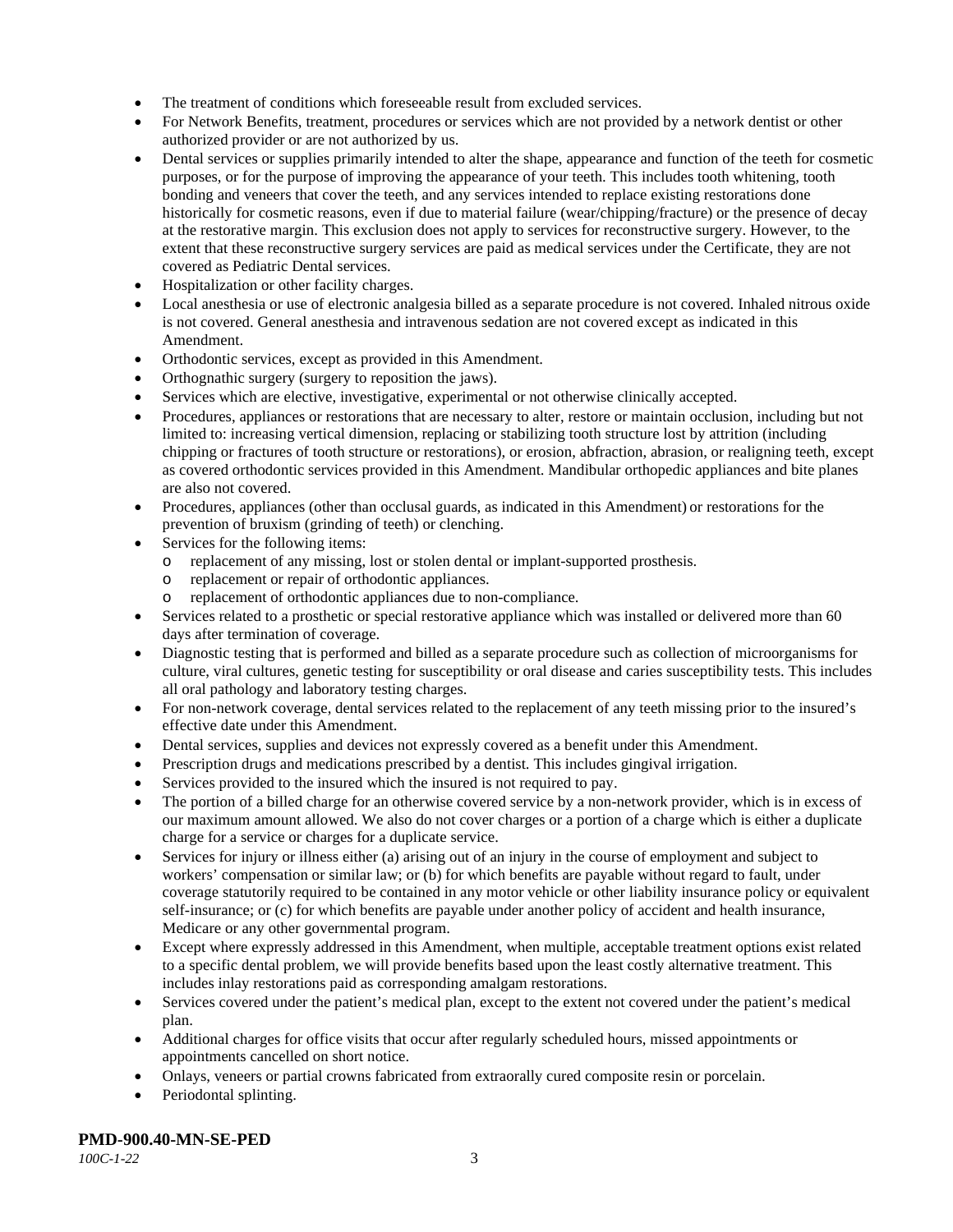- The treatment of conditions which foreseeable result from excluded services.
- For Network Benefits, treatment, procedures or services which are not provided by a network dentist or other authorized provider or are not authorized by us.
- Dental services or supplies primarily intended to alter the shape, appearance and function of the teeth for cosmetic purposes, or for the purpose of improving the appearance of your teeth. This includes tooth whitening, tooth bonding and veneers that cover the teeth, and any services intended to replace existing restorations done historically for cosmetic reasons, even if due to material failure (wear/chipping/fracture) or the presence of decay at the restorative margin. This exclusion does not apply to services for reconstructive surgery. However, to the extent that these reconstructive surgery services are paid as medical services under the Certificate, they are not covered as Pediatric Dental services.
- Hospitalization or other facility charges.
- Local anesthesia or use of electronic analgesia billed as a separate procedure is not covered. Inhaled nitrous oxide is not covered. General anesthesia and intravenous sedation are not covered except as indicated in this Amendment.
- Orthodontic services, except as provided in this Amendment.
- Orthognathic surgery (surgery to reposition the jaws).
- Services which are elective, investigative, experimental or not otherwise clinically accepted.
- Procedures, appliances or restorations that are necessary to alter, restore or maintain occlusion, including but not limited to: increasing vertical dimension, replacing or stabilizing tooth structure lost by attrition (including chipping or fractures of tooth structure or restorations), or erosion, abfraction, abrasion, or realigning teeth, except as covered orthodontic services provided in this Amendment. Mandibular orthopedic appliances and bite planes are also not covered.
- Procedures, appliances (other than occlusal guards, as indicated in this Amendment) or restorations for the prevention of bruxism (grinding of teeth) or clenching.
- Services for the following items:
  - replacement of any missing, lost or stolen dental or implant-supported prosthesis.
  - replacement or repair of orthodontic appliances.
  - replacement of orthodontic appliances due to non-compliance.
- Services related to a prosthetic or special restorative appliance which was installed or delivered more than 60 days after termination of coverage.
- Diagnostic testing that is performed and billed as a separate procedure such as collection of microorganisms for culture, viral cultures, genetic testing for susceptibility or oral disease and caries susceptibility tests. This includes all oral pathology and laboratory testing charges.
- For non-network coverage, dental services related to the replacement of any teeth missing prior to the insured's effective date under this Amendment.
- Dental services, supplies and devices not expressly covered as a benefit under this Amendment.
- Prescription drugs and medications prescribed by a dentist. This includes gingival irrigation.
- Services provided to the insured which the insured is not required to pay.
- The portion of a billed charge for an otherwise covered service by a non-network provider, which is in excess of our maximum amount allowed. We also do not cover charges or a portion of a charge which is either a duplicate charge for a service or charges for a duplicate service.
- Services for injury or illness either (a) arising out of an injury in the course of employment and subject to workers' compensation or similar law; or (b) for which benefits are payable without regard to fault, under coverage statutorily required to be contained in any motor vehicle or other liability insurance policy or equivalent self-insurance; or (c) for which benefits are payable under another policy of accident and health insurance, Medicare or any other governmental program.
- Except where expressly addressed in this Amendment, when multiple, acceptable treatment options exist related to a specific dental problem, we will provide benefits based upon the least costly alternative treatment. This includes inlay restorations paid as corresponding amalgam restorations.
- Services covered under the patient's medical plan, except to the extent not covered under the patient's medical plan.
- Additional charges for office visits that occur after regularly scheduled hours, missed appointments or appointments cancelled on short notice.
- Onlays, veneers or partial crowns fabricated from extraorally cured composite resin or porcelain.
- Periodontal splinting.

**PMD-900.40-MN-SE-PED**
*100C-1-22*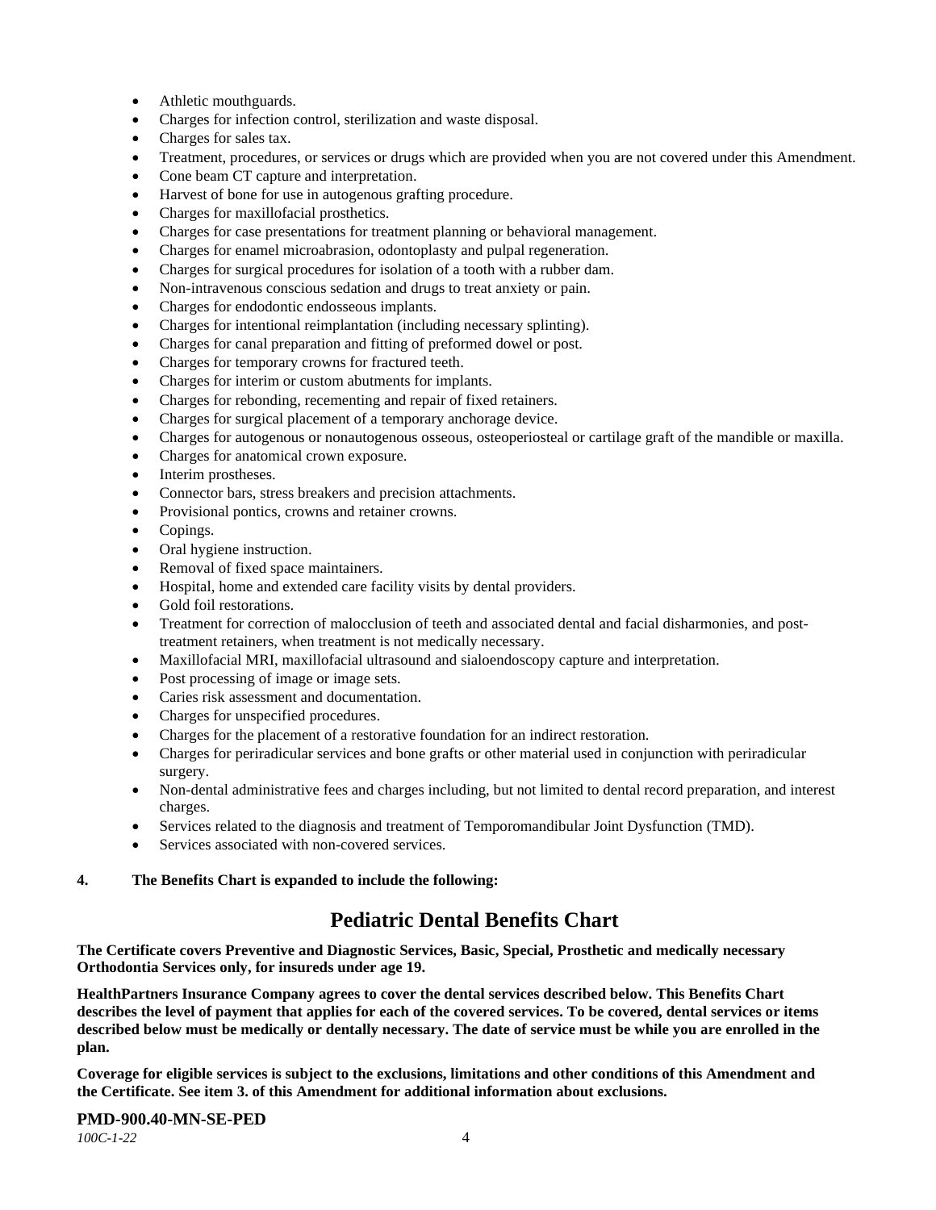- Athletic mouthguards.
- Charges for infection control, sterilization and waste disposal.
- Charges for sales tax.
- Treatment, procedures, or services or drugs which are provided when you are not covered under this Amendment.
- Cone beam CT capture and interpretation.
- Harvest of bone for use in autogenous grafting procedure.
- Charges for maxillofacial prosthetics.
- Charges for case presentations for treatment planning or behavioral management.
- Charges for enamel microabrasion, odontoplasty and pulpal regeneration.
- Charges for surgical procedures for isolation of a tooth with a rubber dam.
- Non-intravenous conscious sedation and drugs to treat anxiety or pain.
- Charges for endodontic endosseous implants.
- Charges for intentional reimplantation (including necessary splinting).
- Charges for canal preparation and fitting of preformed dowel or post.
- Charges for temporary crowns for fractured teeth.
- Charges for interim or custom abutments for implants.
- Charges for rebonding, recementing and repair of fixed retainers.
- Charges for surgical placement of a temporary anchorage device.
- Charges for autogenous or nonautogenous osseous, osteoperiosteal or cartilage graft of the mandible or maxilla.
- Charges for anatomical crown exposure.
- Interim prostheses.
- Connector bars, stress breakers and precision attachments.
- Provisional pontics, crowns and retainer crowns.
- Copings.
- Oral hygiene instruction.
- Removal of fixed space maintainers.
- Hospital, home and extended care facility visits by dental providers.
- Gold foil restorations.
- Treatment for correction of malocclusion of teeth and associated dental and facial disharmonies, and post-treatment retainers, when treatment is not medically necessary.
- Maxillofacial MRI, maxillofacial ultrasound and sialoendoscopy capture and interpretation.
- Post processing of image or image sets.
- Caries risk assessment and documentation.
- Charges for unspecified procedures.
- Charges for the placement of a restorative foundation for an indirect restoration.
- Charges for periradicular services and bone grafts or other material used in conjunction with periradicular surgery.
- Non-dental administrative fees and charges including, but not limited to dental record preparation, and interest charges.
- Services related to the diagnosis and treatment of Temporomandibular Joint Dysfunction (TMD).
- Services associated with non-covered services.

**4. The Benefits Chart is expanded to include the following:**

## Pediatric Dental Benefits Chart

**The Certificate covers Preventive and Diagnostic Services, Basic, Special, Prosthetic and medically necessary Orthodontia Services only, for insureds under age 19.**

**HealthPartners Insurance Company agrees to cover the dental services described below. This Benefits Chart describes the level of payment that applies for each of the covered services. To be covered, dental services or items described below must be medically or dentally necessary. The date of service must be while you are enrolled in the plan.**

**Coverage for eligible services is subject to the exclusions, limitations and other conditions of this Amendment and the Certificate. See item 3. of this Amendment for additional information about exclusions.**

**PMD-900.40-MN-SE-PED**

*100C-1-22*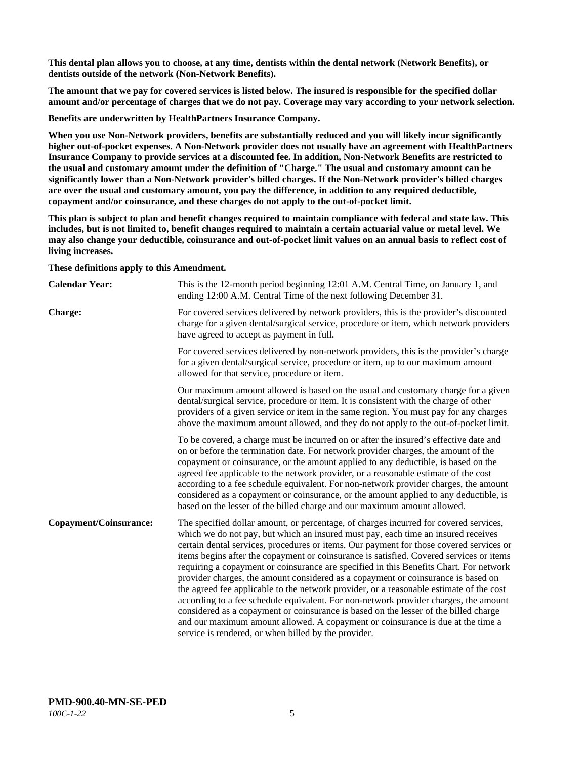**This dental plan allows you to choose, at any time, dentists within the dental network (Network Benefits), or dentists outside of the network (Non-Network Benefits).**

**The amount that we pay for covered services is listed below. The insured is responsible for the specified dollar amount and/or percentage of charges that we do not pay. Coverage may vary according to your network selection.**

**Benefits are underwritten by HealthPartners Insurance Company.**

**When you use Non-Network providers, benefits are substantially reduced and you will likely incur significantly higher out-of-pocket expenses. A Non-Network provider does not usually have an agreement with HealthPartners Insurance Company to provide services at a discounted fee. In addition, Non-Network Benefits are restricted to the usual and customary amount under the definition of "Charge." The usual and customary amount can be significantly lower than a Non-Network provider's billed charges. If the Non-Network provider's billed charges are over the usual and customary amount, you pay the difference, in addition to any required deductible, copayment and/or coinsurance, and these charges do not apply to the out-of-pocket limit.**

**This plan is subject to plan and benefit changes required to maintain compliance with federal and state law. This includes, but is not limited to, benefit changes required to maintain a certain actuarial value or metal level. We may also change your deductible, coinsurance and out-of-pocket limit values on an annual basis to reflect cost of living increases.**

**These definitions apply to this Amendment.**

**Calendar Year:** This is the 12-month period beginning 12:01 A.M. Central Time, on January 1, and ending 12:00 A.M. Central Time of the next following December 31.

**Charge:** For covered services delivered by network providers, this is the provider's discounted charge for a given dental/surgical service, procedure or item, which network providers have agreed to accept as payment in full.

For covered services delivered by non-network providers, this is the provider's charge for a given dental/surgical service, procedure or item, up to our maximum amount allowed for that service, procedure or item.

Our maximum amount allowed is based on the usual and customary charge for a given dental/surgical service, procedure or item. It is consistent with the charge of other providers of a given service or item in the same region. You must pay for any charges above the maximum amount allowed, and they do not apply to the out-of-pocket limit.

To be covered, a charge must be incurred on or after the insured's effective date and on or before the termination date. For network provider charges, the amount of the copayment or coinsurance, or the amount applied to any deductible, is based on the agreed fee applicable to the network provider, or a reasonable estimate of the cost according to a fee schedule equivalent. For non-network provider charges, the amount considered as a copayment or coinsurance, or the amount applied to any deductible, is based on the lesser of the billed charge and our maximum amount allowed.

**Copayment/Coinsurance:** The specified dollar amount, or percentage, of charges incurred for covered services, which we do not pay, but which an insured must pay, each time an insured receives certain dental services, procedures or items. Our payment for those covered services or items begins after the copayment or coinsurance is satisfied. Covered services or items requiring a copayment or coinsurance are specified in this Benefits Chart. For network provider charges, the amount considered as a copayment or coinsurance is based on the agreed fee applicable to the network provider, or a reasonable estimate of the cost according to a fee schedule equivalent. For non-network provider charges, the amount considered as a copayment or coinsurance is based on the lesser of the billed charge and our maximum amount allowed. A copayment or coinsurance is due at the time a service is rendered, or when billed by the provider.

**PMD-900.40-MN-SE-PED**
*100C-1-22*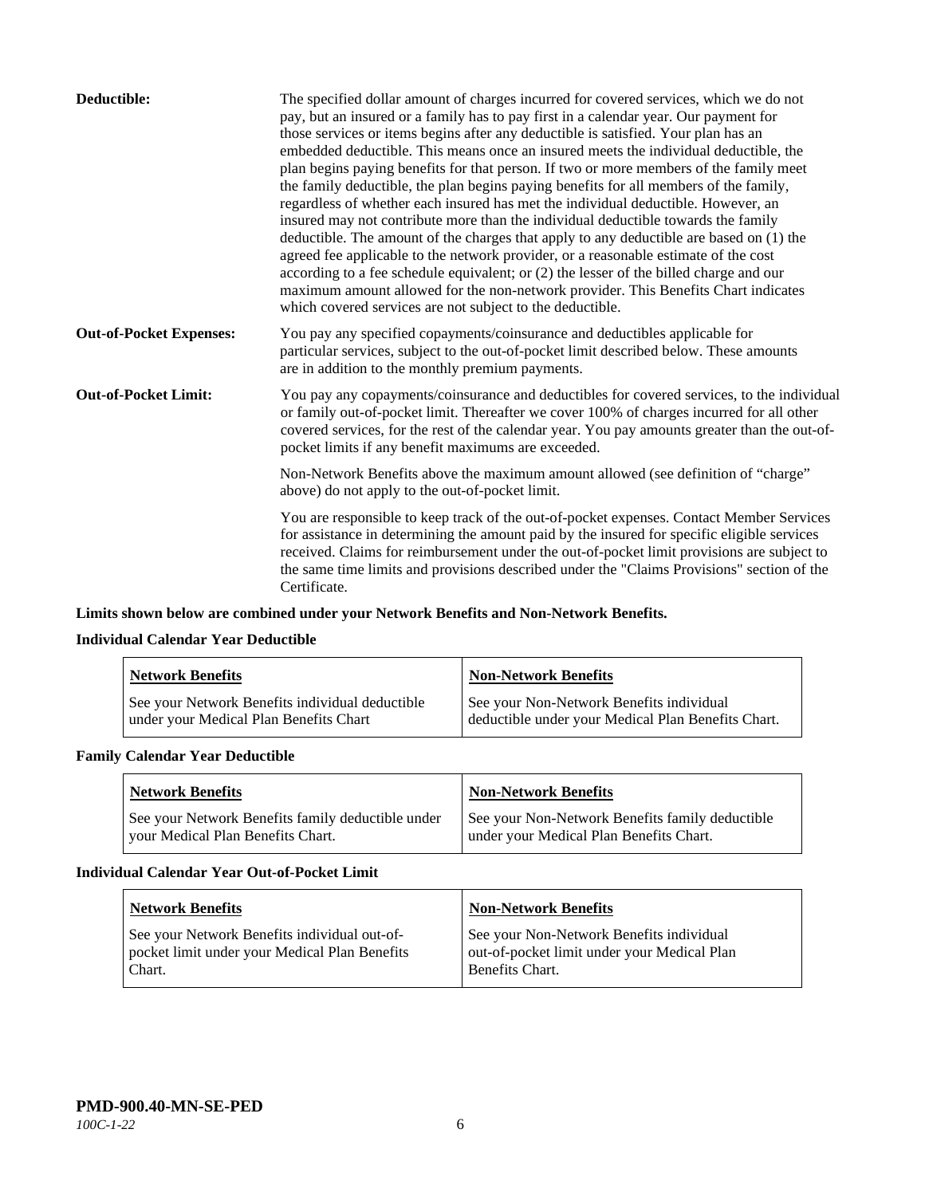**Deductible:** The specified dollar amount of charges incurred for covered services, which we do not pay, but an insured or a family has to pay first in a calendar year. Our payment for those services or items begins after any deductible is satisfied. Your plan has an embedded deductible. This means once an insured meets the individual deductible, the plan begins paying benefits for that person. If two or more members of the family meet the family deductible, the plan begins paying benefits for all members of the family, regardless of whether each insured has met the individual deductible. However, an insured may not contribute more than the individual deductible towards the family deductible. The amount of the charges that apply to any deductible are based on (1) the agreed fee applicable to the network provider, or a reasonable estimate of the cost according to a fee schedule equivalent; or (2) the lesser of the billed charge and our maximum amount allowed for the non-network provider. This Benefits Chart indicates which covered services are not subject to the deductible.

**Out-of-Pocket Expenses:** You pay any specified copayments/coinsurance and deductibles applicable for particular services, subject to the out-of-pocket limit described below. These amounts are in addition to the monthly premium payments.

**Out-of-Pocket Limit:** You pay any copayments/coinsurance and deductibles for covered services, to the individual or family out-of-pocket limit. Thereafter we cover 100% of charges incurred for all other covered services, for the rest of the calendar year. You pay amounts greater than the out-of-pocket limits if any benefit maximums are exceeded.

Non-Network Benefits above the maximum amount allowed (see definition of "charge" above) do not apply to the out-of-pocket limit.

You are responsible to keep track of the out-of-pocket expenses. Contact Member Services for assistance in determining the amount paid by the insured for specific eligible services received. Claims for reimbursement under the out-of-pocket limit provisions are subject to the same time limits and provisions described under the "Claims Provisions" section of the Certificate.

**Limits shown below are combined under your Network Benefits and Non-Network Benefits.**

**Individual Calendar Year Deductible**

| Network Benefits | Non-Network Benefits |
|---|---|
| See your Network Benefits individual deductible under your Medical Plan Benefits Chart | See your Non-Network Benefits individual deductible under your Medical Plan Benefits Chart. |

**Family Calendar Year Deductible**

| Network Benefits | Non-Network Benefits |
|---|---|
| See your Network Benefits family deductible under your Medical Plan Benefits Chart. | See your Non-Network Benefits family deductible under your Medical Plan Benefits Chart. |

**Individual Calendar Year Out-of-Pocket Limit**

| Network Benefits | Non-Network Benefits |
|---|---|
| See your Network Benefits individual out-of-pocket limit under your Medical Plan Benefits Chart. | See your Non-Network Benefits individual out-of-pocket limit under your Medical Plan Benefits Chart. |

**PMD-900.40-MN-SE-PED**
*100C-1-22*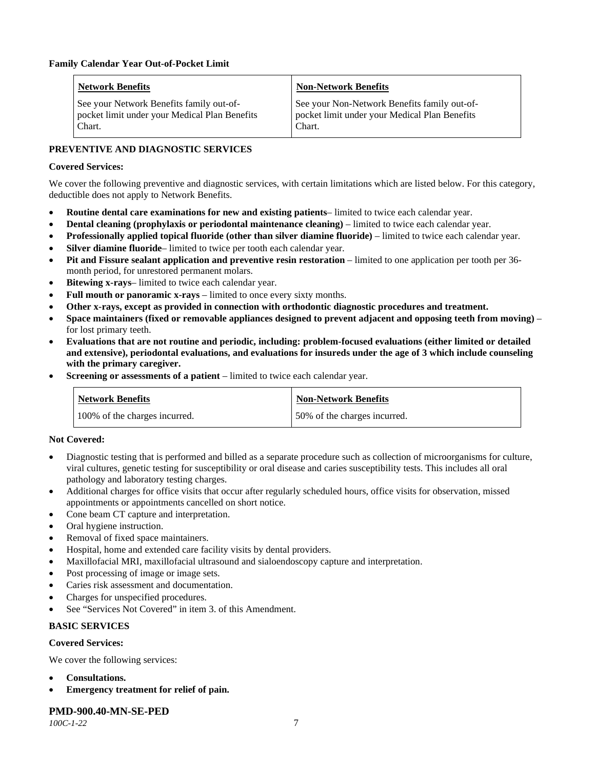**Family Calendar Year Out-of-Pocket Limit**

| Network Benefits | Non-Network Benefits |
|---|---|
| See your Network Benefits family out-of-pocket limit under your Medical Plan Benefits Chart. | See your Non-Network Benefits family out-of-pocket limit under your Medical Plan Benefits Chart. |

**PREVENTIVE AND DIAGNOSTIC SERVICES**

**Covered Services:**

We cover the following preventive and diagnostic services, with certain limitations which are listed below. For this category, deductible does not apply to Network Benefits.

- **Routine dental care examinations for new and existing patients**– limited to twice each calendar year.
- **Dental cleaning (prophylaxis or periodontal maintenance cleaning)** – limited to twice each calendar year.
- **Professionally applied topical fluoride (other than silver diamine fluoride)** – limited to twice each calendar year.
- **Silver diamine fluoride**– limited to twice per tooth each calendar year.
- **Pit and Fissure sealant application and preventive resin restoration** – limited to one application per tooth per 36-month period, for unrestored permanent molars.
- **Bitewing x-rays**– limited to twice each calendar year.
- **Full mouth or panoramic x-rays** – limited to once every sixty months.
- **Other x-rays, except as provided in connection with orthodontic diagnostic procedures and treatment.**
- **Space maintainers (fixed or removable appliances designed to prevent adjacent and opposing teeth from moving)** – for lost primary teeth.
- **Evaluations that are not routine and periodic, including: problem-focused evaluations (either limited or detailed and extensive), periodontal evaluations, and evaluations for insureds under the age of 3 which include counseling with the primary caregiver.**
- **Screening or assessments of a patient** – limited to twice each calendar year.

| Network Benefits | Non-Network Benefits |
|---|---|
| 100% of the charges incurred. | 50% of the charges incurred. |

**Not Covered:**

- Diagnostic testing that is performed and billed as a separate procedure such as collection of microorganisms for culture, viral cultures, genetic testing for susceptibility or oral disease and caries susceptibility tests. This includes all oral pathology and laboratory testing charges.
- Additional charges for office visits that occur after regularly scheduled hours, office visits for observation, missed appointments or appointments cancelled on short notice.
- Cone beam CT capture and interpretation.
- Oral hygiene instruction.
- Removal of fixed space maintainers.
- Hospital, home and extended care facility visits by dental providers.
- Maxillofacial MRI, maxillofacial ultrasound and sialoendoscopy capture and interpretation.
- Post processing of image or image sets.
- Caries risk assessment and documentation.
- Charges for unspecified procedures.
- See "Services Not Covered" in item 3. of this Amendment.

**BASIC SERVICES**

**Covered Services:**

We cover the following services:

- **Consultations.**
- **Emergency treatment for relief of pain.**

**PMD-900.40-MN-SE-PED**
*100C-1-22*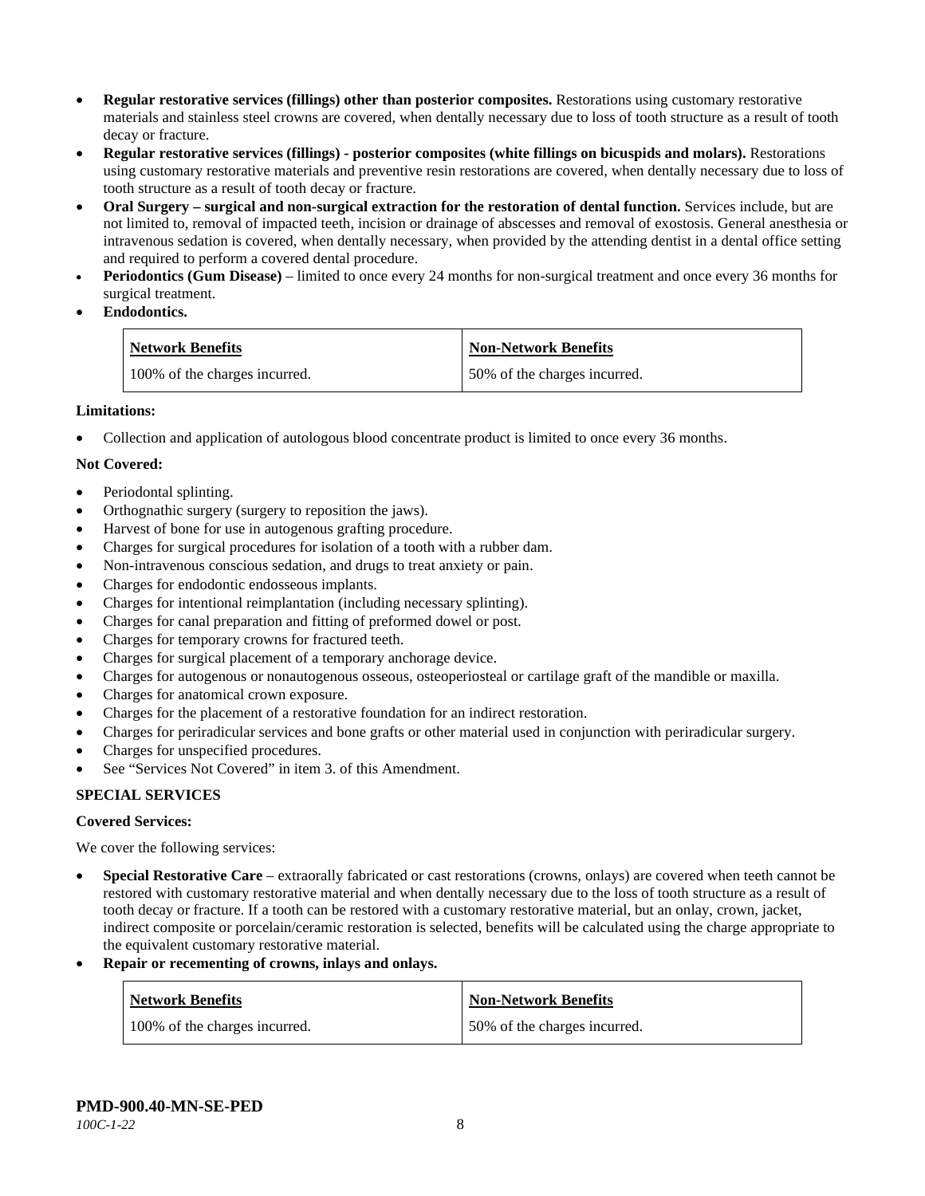- **Regular restorative services (fillings) other than posterior composites.** Restorations using customary restorative materials and stainless steel crowns are covered, when dentally necessary due to loss of tooth structure as a result of tooth decay or fracture.
- **Regular restorative services (fillings) - posterior composites (white fillings on bicuspids and molars).** Restorations using customary restorative materials and preventive resin restorations are covered, when dentally necessary due to loss of tooth structure as a result of tooth decay or fracture.
- **Oral Surgery – surgical and non-surgical extraction for the restoration of dental function.** Services include, but are not limited to, removal of impacted teeth, incision or drainage of abscesses and removal of exostosis. General anesthesia or intravenous sedation is covered, when dentally necessary, when provided by the attending dentist in a dental office setting and required to perform a covered dental procedure.
- **Periodontics (Gum Disease)** – limited to once every 24 months for non-surgical treatment and once every 36 months for surgical treatment.
- **Endodontics.**

| Network Benefits | Non-Network Benefits |
|---|---|
| 100% of the charges incurred. | 50% of the charges incurred. |

**Limitations:**

- Collection and application of autologous blood concentrate product is limited to once every 36 months.

**Not Covered:**

- Periodontal splinting.
- Orthognathic surgery (surgery to reposition the jaws).
- Harvest of bone for use in autogenous grafting procedure.
- Charges for surgical procedures for isolation of a tooth with a rubber dam.
- Non-intravenous conscious sedation, and drugs to treat anxiety or pain.
- Charges for endodontic endosseous implants.
- Charges for intentional reimplantation (including necessary splinting).
- Charges for canal preparation and fitting of preformed dowel or post.
- Charges for temporary crowns for fractured teeth.
- Charges for surgical placement of a temporary anchorage device.
- Charges for autogenous or nonautogenous osseous, osteoperiosteal or cartilage graft of the mandible or maxilla.
- Charges for anatomical crown exposure.
- Charges for the placement of a restorative foundation for an indirect restoration.
- Charges for periradicular services and bone grafts or other material used in conjunction with periradicular surgery.
- Charges for unspecified procedures.
- See "Services Not Covered" in item 3. of this Amendment.

**SPECIAL SERVICES**

**Covered Services:**

We cover the following services:

- **Special Restorative Care** – extraorally fabricated or cast restorations (crowns, onlays) are covered when teeth cannot be restored with customary restorative material and when dentally necessary due to the loss of tooth structure as a result of tooth decay or fracture. If a tooth can be restored with a customary restorative material, but an onlay, crown, jacket, indirect composite or porcelain/ceramic restoration is selected, benefits will be calculated using the charge appropriate to the equivalent customary restorative material.
- **Repair or recementing of crowns, inlays and onlays.**

| Network Benefits | Non-Network Benefits |
|---|---|
| 100% of the charges incurred. | 50% of the charges incurred. |

**PMD-900.40-MN-SE-PED**

*100C-1-22*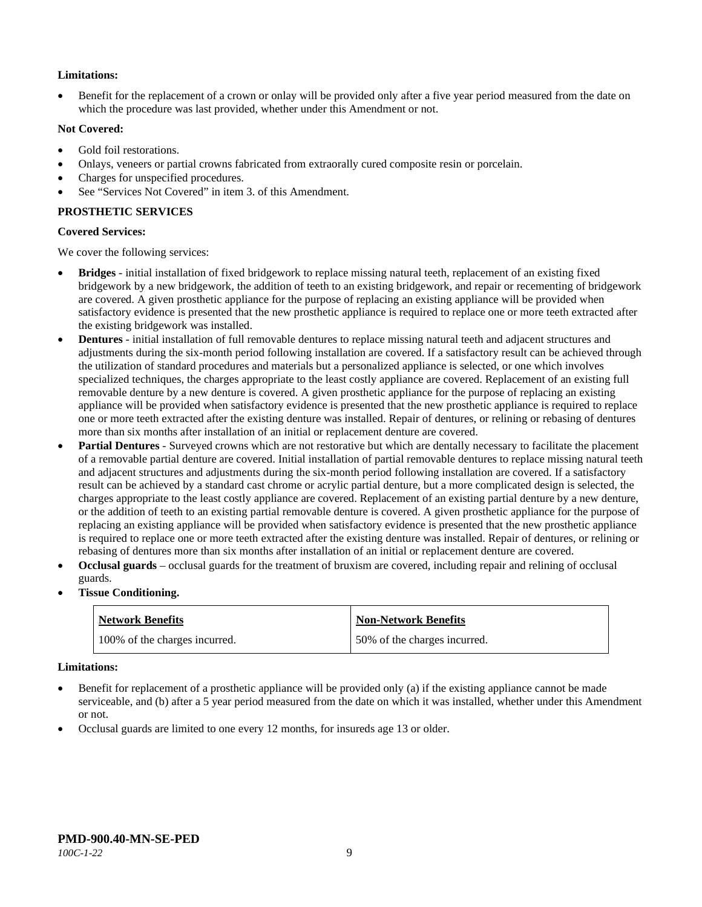**Limitations:**

- Benefit for the replacement of a crown or onlay will be provided only after a five year period measured from the date on which the procedure was last provided, whether under this Amendment or not.

**Not Covered:**

- Gold foil restorations.
- Onlays, veneers or partial crowns fabricated from extraorally cured composite resin or porcelain.
- Charges for unspecified procedures.
- See "Services Not Covered" in item 3. of this Amendment.

**PROSTHETIC SERVICES**

**Covered Services:**

We cover the following services:

- **Bridges** - initial installation of fixed bridgework to replace missing natural teeth, replacement of an existing fixed bridgework by a new bridgework, the addition of teeth to an existing bridgework, and repair or recementing of bridgework are covered. A given prosthetic appliance for the purpose of replacing an existing appliance will be provided when satisfactory evidence is presented that the new prosthetic appliance is required to replace one or more teeth extracted after the existing bridgework was installed.
- **Dentures** - initial installation of full removable dentures to replace missing natural teeth and adjacent structures and adjustments during the six-month period following installation are covered. If a satisfactory result can be achieved through the utilization of standard procedures and materials but a personalized appliance is selected, or one which involves specialized techniques, the charges appropriate to the least costly appliance are covered. Replacement of an existing full removable denture by a new denture is covered. A given prosthetic appliance for the purpose of replacing an existing appliance will be provided when satisfactory evidence is presented that the new prosthetic appliance is required to replace one or more teeth extracted after the existing denture was installed. Repair of dentures, or relining or rebasing of dentures more than six months after installation of an initial or replacement denture are covered.
- **Partial Dentures** - Surveyed crowns which are not restorative but which are dentally necessary to facilitate the placement of a removable partial denture are covered. Initial installation of partial removable dentures to replace missing natural teeth and adjacent structures and adjustments during the six-month period following installation are covered. If a satisfactory result can be achieved by a standard cast chrome or acrylic partial denture, but a more complicated design is selected, the charges appropriate to the least costly appliance are covered. Replacement of an existing partial denture by a new denture, or the addition of teeth to an existing partial removable denture is covered. A given prosthetic appliance for the purpose of replacing an existing appliance will be provided when satisfactory evidence is presented that the new prosthetic appliance is required to replace one or more teeth extracted after the existing denture was installed. Repair of dentures, or relining or rebasing of dentures more than six months after installation of an initial or replacement denture are covered.
- **Occlusal guards** – occlusal guards for the treatment of bruxism are covered, including repair and relining of occlusal guards.
- **Tissue Conditioning.**

| Network Benefits | Non-Network Benefits |
|---|---|
| 100% of the charges incurred. | 50% of the charges incurred. |

**Limitations:**

- Benefit for replacement of a prosthetic appliance will be provided only (a) if the existing appliance cannot be made serviceable, and (b) after a 5 year period measured from the date on which it was installed, whether under this Amendment or not.
- Occlusal guards are limited to one every 12 months, for insureds age 13 or older.

**PMD-900.40-MN-SE-PED**
*100C-1-22*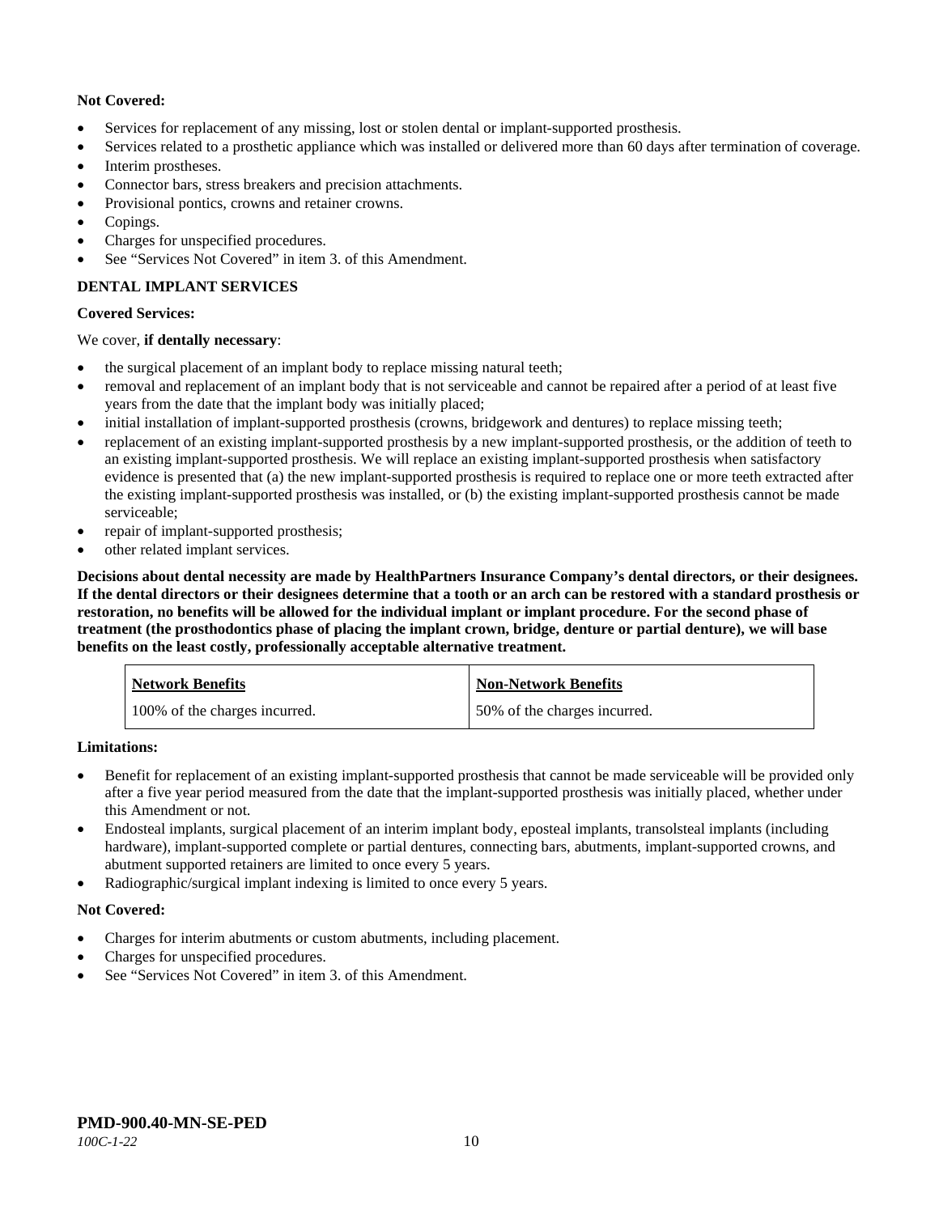**Not Covered:**

- Services for replacement of any missing, lost or stolen dental or implant-supported prosthesis.
- Services related to a prosthetic appliance which was installed or delivered more than 60 days after termination of coverage.
- Interim prostheses.
- Connector bars, stress breakers and precision attachments.
- Provisional pontics, crowns and retainer crowns.
- Copings.
- Charges for unspecified procedures.
- See "Services Not Covered" in item 3. of this Amendment.

**DENTAL IMPLANT SERVICES**

**Covered Services:**

We cover, **if dentally necessary**:

- the surgical placement of an implant body to replace missing natural teeth;
- removal and replacement of an implant body that is not serviceable and cannot be repaired after a period of at least five years from the date that the implant body was initially placed;
- initial installation of implant-supported prosthesis (crowns, bridgework and dentures) to replace missing teeth;
- replacement of an existing implant-supported prosthesis by a new implant-supported prosthesis, or the addition of teeth to an existing implant-supported prosthesis. We will replace an existing implant-supported prosthesis when satisfactory evidence is presented that (a) the new implant-supported prosthesis is required to replace one or more teeth extracted after the existing implant-supported prosthesis was installed, or (b) the existing implant-supported prosthesis cannot be made serviceable;
- repair of implant-supported prosthesis;
- other related implant services.

**Decisions about dental necessity are made by HealthPartners Insurance Company's dental directors, or their designees. If the dental directors or their designees determine that a tooth or an arch can be restored with a standard prosthesis or restoration, no benefits will be allowed for the individual implant or implant procedure. For the second phase of treatment (the prosthodontics phase of placing the implant crown, bridge, denture or partial denture), we will base benefits on the least costly, professionally acceptable alternative treatment.**

| Network Benefits | Non-Network Benefits |
|---|---|
| 100% of the charges incurred. | 50% of the charges incurred. |

**Limitations:**

- Benefit for replacement of an existing implant-supported prosthesis that cannot be made serviceable will be provided only after a five year period measured from the date that the implant-supported prosthesis was initially placed, whether under this Amendment or not.
- Endosteal implants, surgical placement of an interim implant body, eposteal implants, transolsteal implants (including hardware), implant-supported complete or partial dentures, connecting bars, abutments, implant-supported crowns, and abutment supported retainers are limited to once every 5 years.
- Radiographic/surgical implant indexing is limited to once every 5 years.

**Not Covered:**

- Charges for interim abutments or custom abutments, including placement.
- Charges for unspecified procedures.
- See "Services Not Covered" in item 3. of this Amendment.

**PMD-900.40-MN-SE-PED**

*100C-1-22*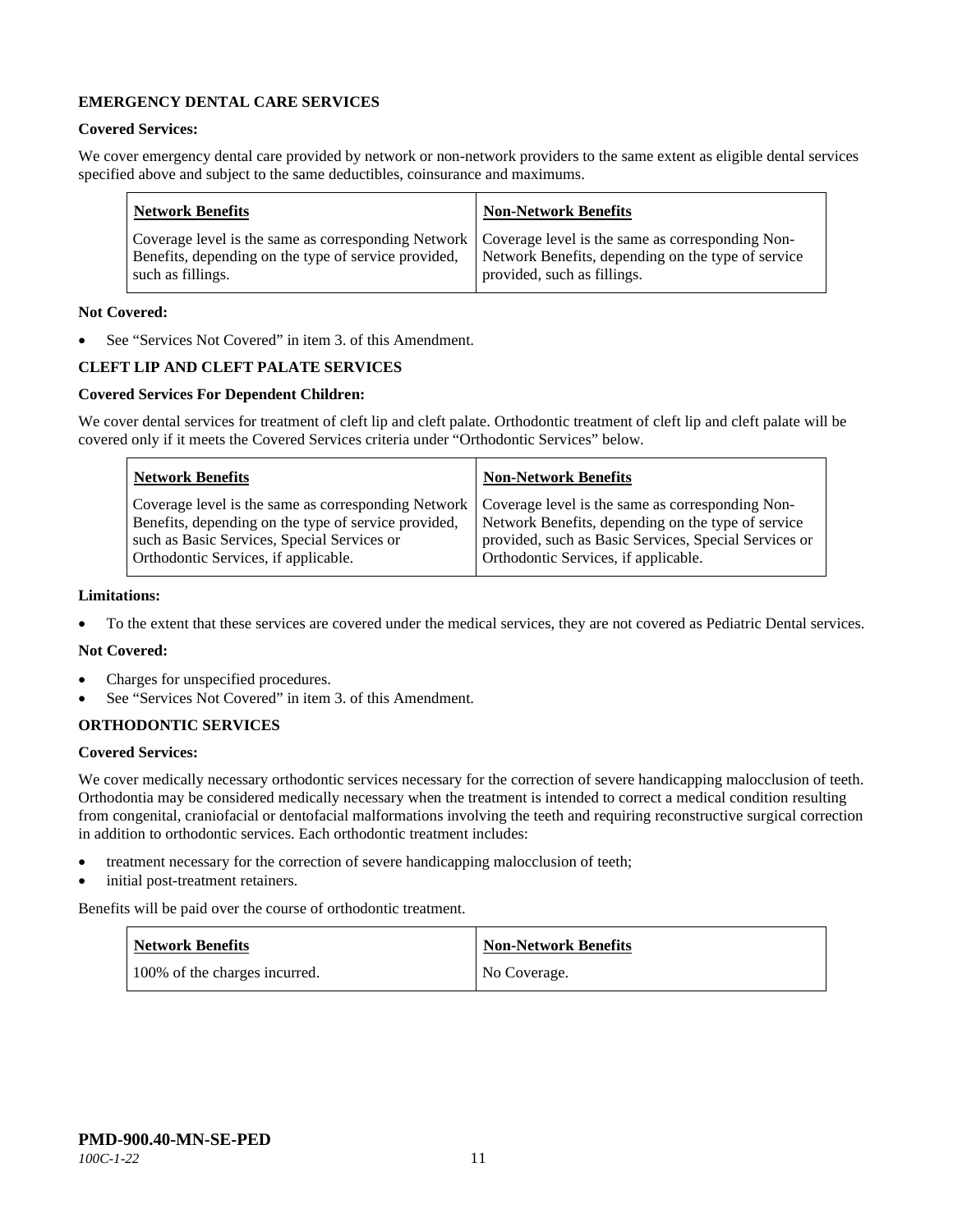**EMERGENCY DENTAL CARE SERVICES**

**Covered Services:**

We cover emergency dental care provided by network or non-network providers to the same extent as eligible dental services specified above and subject to the same deductibles, coinsurance and maximums.

| Network Benefits | Non-Network Benefits |
|---|---|
| Coverage level is the same as corresponding Network Benefits, depending on the type of service provided, such as fillings. | Coverage level is the same as corresponding Non-Network Benefits, depending on the type of service provided, such as fillings. |

**Not Covered:**

- See "Services Not Covered" in item 3. of this Amendment.

**CLEFT LIP AND CLEFT PALATE SERVICES**

**Covered Services For Dependent Children:**

We cover dental services for treatment of cleft lip and cleft palate. Orthodontic treatment of cleft lip and cleft palate will be covered only if it meets the Covered Services criteria under "Orthodontic Services" below.

| Network Benefits | Non-Network Benefits |
|---|---|
| Coverage level is the same as corresponding Network Benefits, depending on the type of service provided, such as Basic Services, Special Services or Orthodontic Services, if applicable. | Coverage level is the same as corresponding Non-Network Benefits, depending on the type of service provided, such as Basic Services, Special Services or Orthodontic Services, if applicable. |

**Limitations:**

- To the extent that these services are covered under the medical services, they are not covered as Pediatric Dental services.

**Not Covered:**

- Charges for unspecified procedures.
- See "Services Not Covered" in item 3. of this Amendment.

**ORTHODONTIC SERVICES**

**Covered Services:**

We cover medically necessary orthodontic services necessary for the correction of severe handicapping malocclusion of teeth. Orthodontia may be considered medically necessary when the treatment is intended to correct a medical condition resulting from congenital, craniofacial or dentofacial malformations involving the teeth and requiring reconstructive surgical correction in addition to orthodontic services. Each orthodontic treatment includes:

- treatment necessary for the correction of severe handicapping malocclusion of teeth;
- initial post-treatment retainers.

Benefits will be paid over the course of orthodontic treatment.

| Network Benefits | Non-Network Benefits |
|---|---|
| 100% of the charges incurred. | No Coverage. |

**PMD-900.40-MN-SE-PED**
*100C-1-22*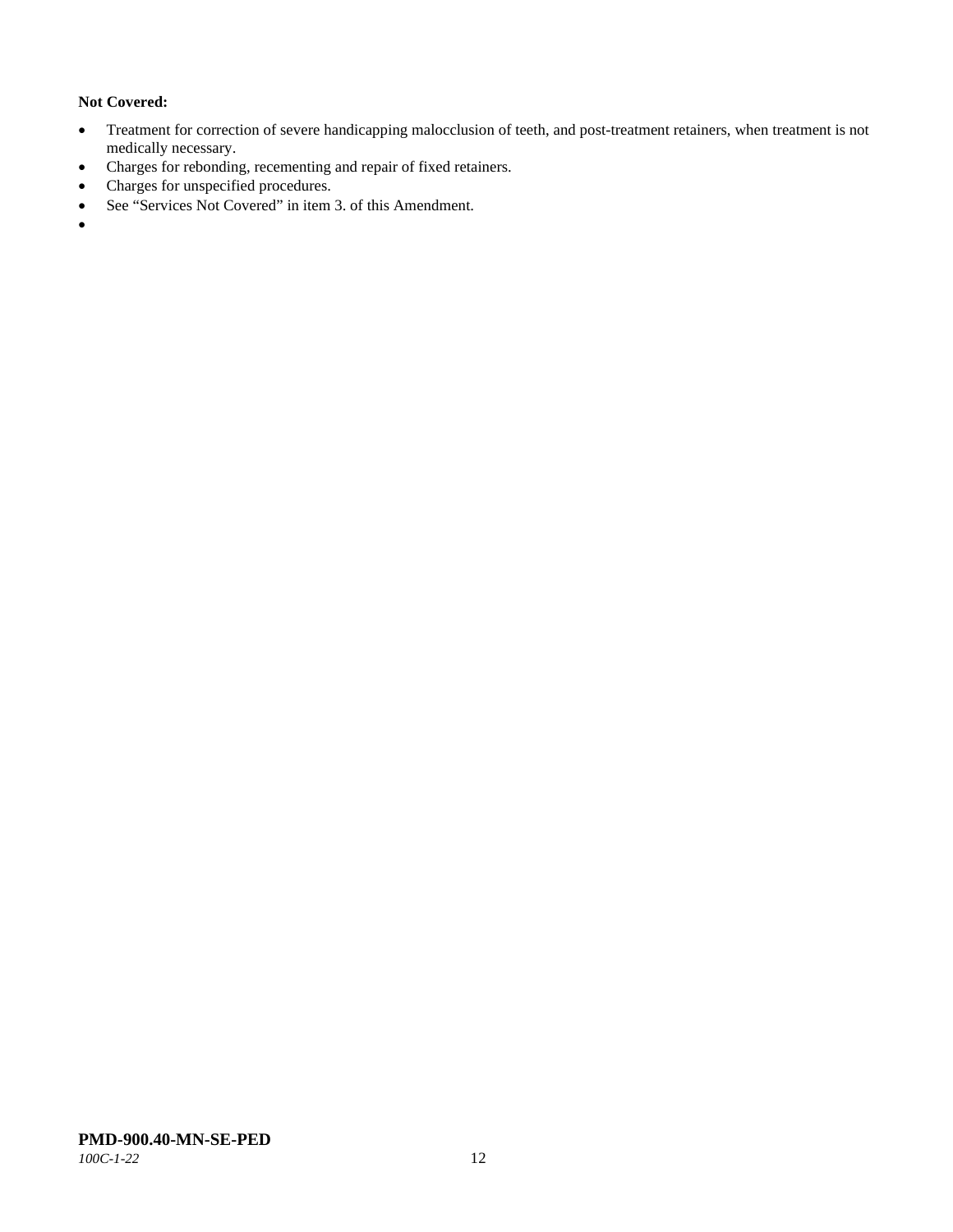**Not Covered:**

- Treatment for correction of severe handicapping malocclusion of teeth, and post-treatment retainers, when treatment is not medically necessary.
- Charges for rebonding, recementing and repair of fixed retainers.
- Charges for unspecified procedures.
- See "Services Not Covered" in item 3. of this Amendment.
-